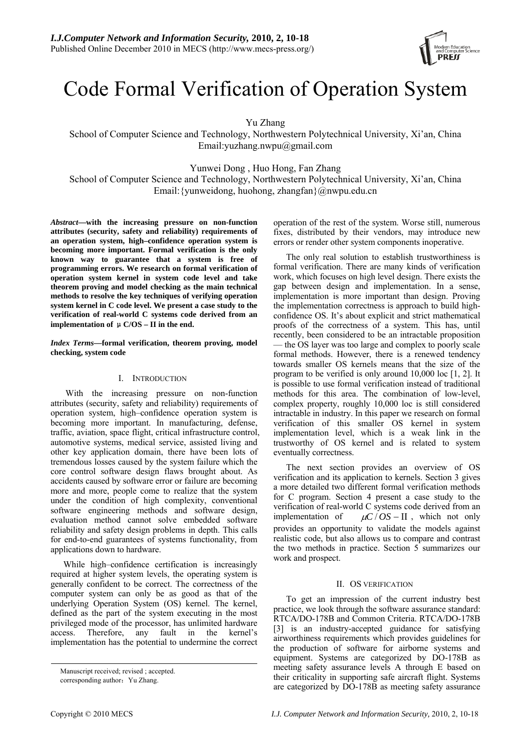# Code Formal Verification of Operation System

Yu Zhang

School of Computer Science and Technology, Northwestern Polytechnical University, Xi'an, China
Email:yuzhang.nwpu@gmail.com

Yunwei Dong , Huo Hong, Fan Zhang

School of Computer Science and Technology, Northwestern Polytechnical University, Xi'an, China
Email:{yunweidong, huohong, zhangfan}@nwpu.edu.cn

***Abstract*—with the increasing pressure on non-function attributes (security, safety and reliability) requirements of an operation system, high–confidence operation system is becoming more important. Formal verification is the only known way to guarantee that a system is free of programming errors. We research on formal verification of operation system kernel in system code level and take theorem proving and model checking as the main technical methods to resolve the key techniques of verifying operation system kernel in C code level. We present a case study to the verification of real-world C systems code derived from an implementation of μC/OS – II in the end.**

***Index Terms*—formal verification, theorem proving, model checking, system code**

## I. Introduction

With the increasing pressure on non-function attributes (security, safety and reliability) requirements of operation system, high–confidence operation system is becoming more important. In manufacturing, defense, traffic, aviation, space flight, critical infrastructure control, automotive systems, medical service, assisted living and other key application domain, there have been lots of tremendous losses caused by the system failure which the core control software design flaws brought about. As accidents caused by software error or failure are becoming more and more, people come to realize that the system under the condition of high complexity, conventional software engineering methods and software design, evaluation method cannot solve embedded software reliability and safety design problems in depth. This calls for end-to-end guarantees of systems functionality, from applications down to hardware.

While high–confidence certification is increasingly required at higher system levels, the operating system is generally confident to be correct. The correctness of the computer system can only be as good as that of the underlying Operation System (OS) kernel. The kernel, defined as the part of the system executing in the most privileged mode of the processor, has unlimited hardware access. Therefore, any fault in the kernel's implementation has the potential to undermine the correct operation of the rest of the system. Worse still, numerous fixes, distributed by their vendors, may introduce new errors or render other system components inoperative.

The only real solution to establish trustworthiness is formal verification. There are many kinds of verification work, which focuses on high level design. There exists the gap between design and implementation. In a sense, implementation is more important than design. Proving the implementation correctness is approach to build high-confidence OS. It's about explicit and strict mathematical proofs of the correctness of a system. This has, until recently, been considered to be an intractable proposition — the OS layer was too large and complex to poorly scale formal methods. However, there is a renewed tendency towards smaller OS kernels means that the size of the program to be verified is only around 10,000 loc [1, 2]. It is possible to use formal verification instead of traditional methods for this area. The combination of low-level, complex property, roughly 10,000 loc is still considered intractable in industry. In this paper we research on formal verification of this smaller OS kernel in system implementation level, which is a weak link in the trustworthy of OS kernel and is related to system eventually correctness.

The next section provides an overview of OS verification and its application to kernels. Section 3 gives a more detailed two different formal verification methods for C program. Section 4 present a case study to the verification of real-world C systems code derived from an implementation of $\mu C/OS - \text{II}$ , which not only provides an opportunity to validate the models against realistic code, but also allows us to compare and contrast the two methods in practice. Section 5 summarizes our work and prospect.

## II. OS verification

To get an impression of the current industry best practice, we look through the software assurance standard: RTCA/DO-178B and Common Criteria. RTCA/DO-178B [3] is an industry-accepted guidance for satisfying airworthiness requirements which provides guidelines for the production of software for airborne systems and equipment. Systems are categorized by DO-178B as meeting safety assurance levels A through E based on their criticality in supporting safe aircraft flight. Systems are categorized by DO-178B as meeting safety assurance

Manuscript received; revised ; accepted.
corresponding author：Yu Zhang.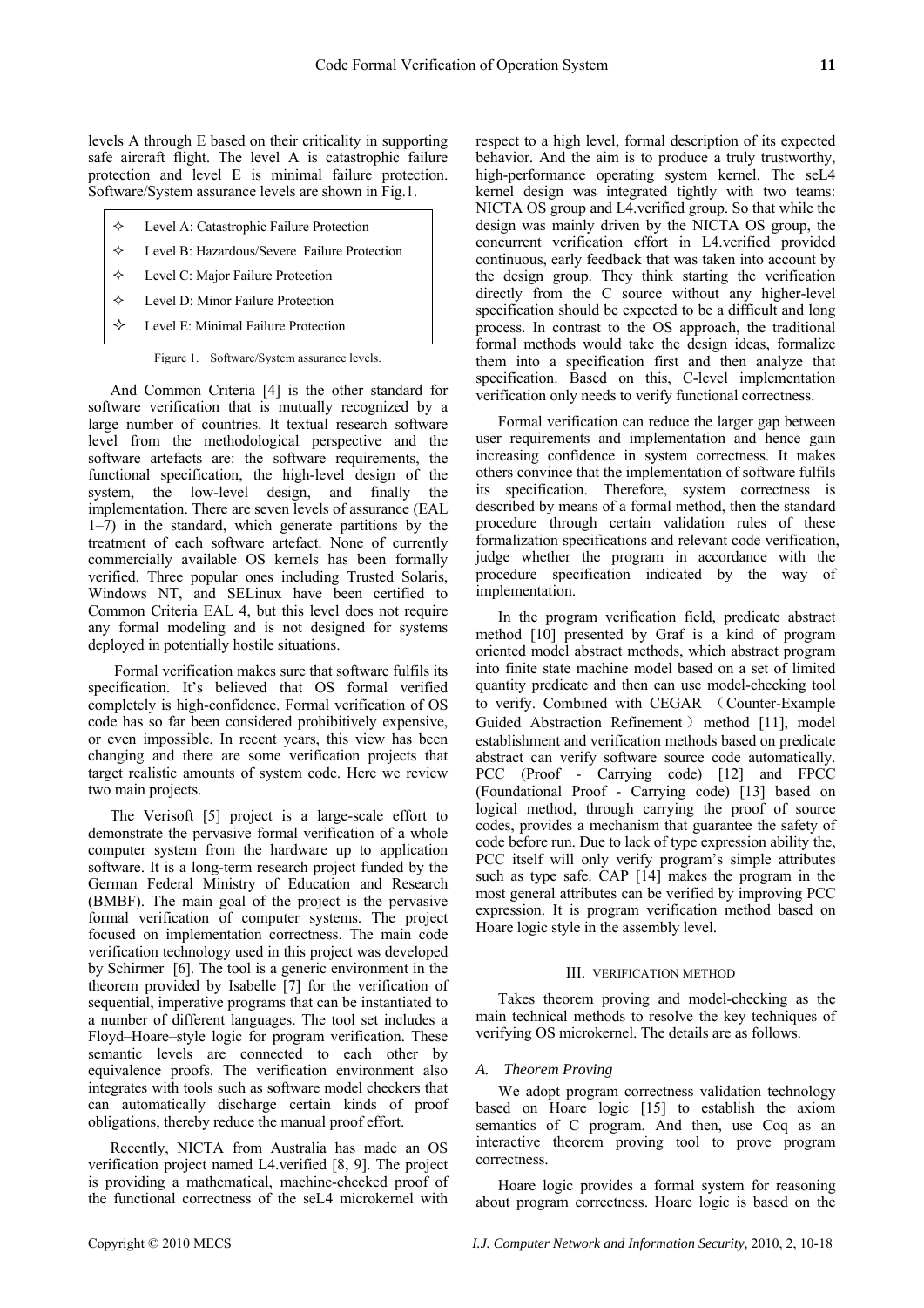levels A through E based on their criticality in supporting safe aircraft flight. The level A is catastrophic failure protection and level E is minimal failure protection. Software/System assurance levels are shown in Fig.1.

- ✧ Level A: Catastrophic Failure Protection
- ✧ Level B: Hazardous/Severe Failure Protection
- ✧ Level C: Major Failure Protection
- ✧ Level D: Minor Failure Protection
- ✧ Level E: Minimal Failure Protection

Figure 1. Software/System assurance levels.

And Common Criteria [4] is the other standard for software verification that is mutually recognized by a large number of countries. It textual research software level from the methodological perspective and the software artefacts are: the software requirements, the functional specification, the high-level design of the system, the low-level design, and finally the implementation. There are seven levels of assurance (EAL 1–7) in the standard, which generate partitions by the treatment of each software artefact. None of currently commercially available OS kernels has been formally verified. Three popular ones including Trusted Solaris, Windows NT, and SELinux have been certified to Common Criteria EAL 4, but this level does not require any formal modeling and is not designed for systems deployed in potentially hostile situations.

Formal verification makes sure that software fulfils its specification. It's believed that OS formal verified completely is high-confidence. Formal verification of OS code has so far been considered prohibitively expensive, or even impossible. In recent years, this view has been changing and there are some verification projects that target realistic amounts of system code. Here we review two main projects.

The Verisoft [5] project is a large-scale effort to demonstrate the pervasive formal verification of a whole computer system from the hardware up to application software. It is a long-term research project funded by the German Federal Ministry of Education and Research (BMBF). The main goal of the project is the pervasive formal verification of computer systems. The project focused on implementation correctness. The main code verification technology used in this project was developed by Schirmer [6]. The tool is a generic environment in the theorem provided by Isabelle [7] for the verification of sequential, imperative programs that can be instantiated to a number of different languages. The tool set includes a Floyd–Hoare–style logic for program verification. These semantic levels are connected to each other by equivalence proofs. The verification environment also integrates with tools such as software model checkers that can automatically discharge certain kinds of proof obligations, thereby reduce the manual proof effort.

Recently, NICTA from Australia has made an OS verification project named L4.verified [8, 9]. The project is providing a mathematical, machine-checked proof of the functional correctness of the seL4 microkernel with respect to a high level, formal description of its expected behavior. And the aim is to produce a truly trustworthy, high-performance operating system kernel. The seL4 kernel design was integrated tightly with two teams: NICTA OS group and L4.verified group. So that while the design was mainly driven by the NICTA OS group, the concurrent verification effort in L4.verified provided continuous, early feedback that was taken into account by the design group. They think starting the verification directly from the C source without any higher-level specification should be expected to be a difficult and long process. In contrast to the OS approach, the traditional formal methods would take the design ideas, formalize them into a specification first and then analyze that specification. Based on this, C-level implementation verification only needs to verify functional correctness.

Formal verification can reduce the larger gap between user requirements and implementation and hence gain increasing confidence in system correctness. It makes others convince that the implementation of software fulfils its specification. Therefore, system correctness is described by means of a formal method, then the standard procedure through certain validation rules of these formalization specifications and relevant code verification, judge whether the program in accordance with the procedure specification indicated by the way of implementation.

In the program verification field, predicate abstract method [10] presented by Graf is a kind of program oriented model abstract methods, which abstract program into finite state machine model based on a set of limited quantity predicate and then can use model-checking tool to verify. Combined with CEGAR （Counter-Example Guided Abstraction Refinement）method [11], model establishment and verification methods based on predicate abstract can verify software source code automatically. PCC (Proof - Carrying code) [12] and FPCC (Foundational Proof - Carrying code) [13] based on logical method, through carrying the proof of source codes, provides a mechanism that guarantee the safety of code before run. Due to lack of type expression ability the, PCC itself will only verify program's simple attributes such as type safe. CAP [14] makes the program in the most general attributes can be verified by improving PCC expression. It is program verification method based on Hoare logic style in the assembly level.

## III. VERIFICATION METHOD

Takes theorem proving and model-checking as the main technical methods to resolve the key techniques of verifying OS microkernel. The details are as follows.

### *A. Theorem Proving*

We adopt program correctness validation technology based on Hoare logic [15] to establish the axiom semantics of C program. And then, use Coq as an interactive theorem proving tool to prove program correctness.

Hoare logic provides a formal system for reasoning about program correctness. Hoare logic is based on the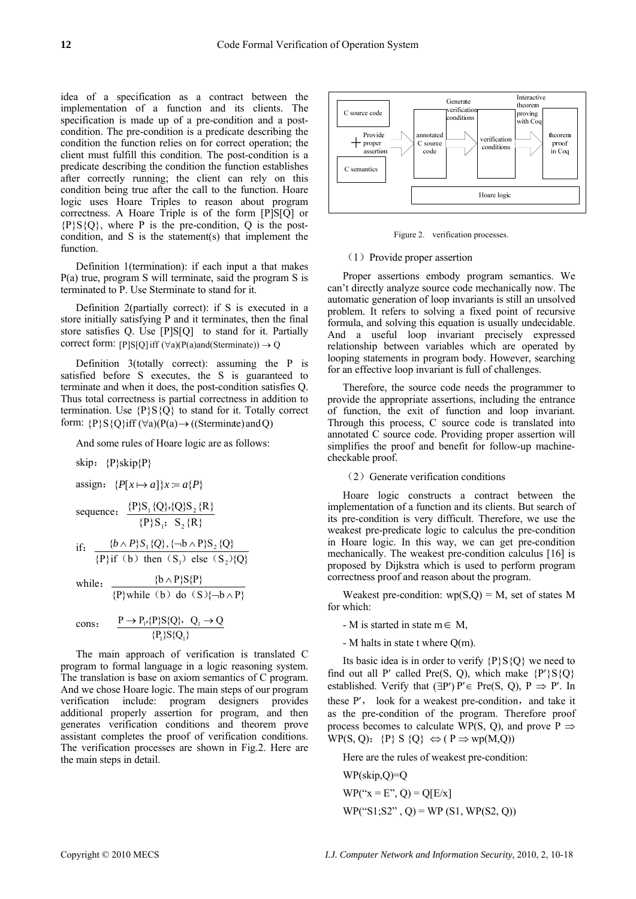idea of a specification as a contract between the implementation of a function and its clients. The specification is made up of a pre-condition and a post-condition. The pre-condition is a predicate describing the condition the function relies on for correct operation; the client must fulfill this condition. The post-condition is a predicate describing the condition the function establishes after correctly running; the client can rely on this condition being true after the call to the function. Hoare logic uses Hoare Triples to reason about program correctness. A Hoare Triple is of the form [P]S[Q] or {P}S{Q}, where P is the pre-condition, Q is the post-condition, and S is the statement(s) that implement the function.

Definition 1(termination): if each input a that makes P(a) true, program S will terminate, said the program S is terminated to P. Use Sterminate to stand for it.

Definition 2(partially correct): if S is executed in a store initially satisfying P and it terminates, then the final store satisfies Q. Use [P]S[Q] to stand for it. Partially correct form: $[P]S[Q] \text{ iff } (\forall a)(P(a) \text{and} (\text{Sterminate})) \rightarrow Q$

Definition 3(totally correct): assuming the P is satisfied before S executes, the S is guaranteed to terminate and when it does, the post-condition satisfies Q. Thus total correctness is partial correctness in addition to termination. Use {P}S{Q} to stand for it. Totally correct form: $\{P\}S\{Q\} \text{iff } (\forall a)(P(a) \rightarrow ((\text{Sterminate}) \text{ and } Q)$

And some rules of Hoare logic are as follows:

skip：{P}skip{P}

assign：$\{P[x \mapsto a]\} x := a \{P\}$

sequence：$\dfrac{\{P\}S_1\{Q\}, \{Q\}S_2\{R\}}{\{P\}S_1;\ S_2\{R\}}$

if：$\dfrac{\{b \wedge P\}S_1\{Q\}, \{\neg b \wedge P\}S_2\{Q\}}{\{P\}\text{if (b) then } (S_1) \text{ else } (S_2)\{Q\}}$

while：$\dfrac{\{b \wedge P\}S\{P\}}{\{P\}\text{while (b) do } (S)\{\neg b \wedge P\}}$

cons：$\dfrac{P \rightarrow P_1, \{P\}S\{Q\},\ Q_1 \rightarrow Q}{\{P_1\}S\{Q_1\}}$

The main approach of verification is translated C program to formal language in a logic reasoning system. The translation is base on axiom semantics of C program. And we chose Hoare logic. The main steps of our program verification include: program designers provides additional properly assertion for program, and then generates verification conditions and theorem prove assistant completes the proof of verification conditions. The verification processes are shown in Fig.2. Here are the main steps in detail.

Figure 2. verification processes.

（1）Provide proper assertion

Proper assertions embody program semantics. We can't directly analyze source code mechanically now. The automatic generation of loop invariants is still an unsolved problem. It refers to solving a fixed point of recursive formula, and solving this equation is usually undecidable. And a useful loop invariant precisely expressed relationship between variables which are operated by looping statements in program body. However, searching for an effective loop invariant is full of challenges.

Therefore, the source code needs the programmer to provide the appropriate assertions, including the entrance of function, the exit of function and loop invariant. Through this process, C source code is translated into annotated C source code. Providing proper assertion will simplifies the proof and benefit for follow-up machine-checkable proof.

（2）Generate verification conditions

Hoare logic constructs a contract between the implementation of a function and its clients. But search of its pre-condition is very difficult. Therefore, we use the weakest pre-predicate logic to calculus the pre-condition in Hoare logic. In this way, we can get pre-condition mechanically. The weakest pre-condition calculus [16] is proposed by Dijkstra which is used to perform program correctness proof and reason about the program.

Weakest pre-condition: wp(S,Q) = M, set of states M for which:

- M is started in state m$\in$ M,

- M halts in state t where Q(m).

Its basic idea is in order to verify {P}S{Q} we need to find out all P′ called Pre(S, Q), which make {P′}S{Q} established. Verify that $(\exists P')\, P' \in \text{Pre}(S, Q),\ P \Rightarrow P'$. In these P′, look for a weakest pre-condition, and take it as the pre-condition of the program. Therefore proof process becomes to calculate WP(S, Q), and prove $P \Rightarrow \text{WP}(S, Q)$：$\{P\}\ S\ \{Q\} \Leftrightarrow (P \Rightarrow wp(M,Q))$

Here are the rules of weakest pre-condition:

WP(skip,Q)=Q

WP("x = E", Q) = Q[E/x]

WP("S1;S2" , Q) = WP (S1, WP(S2, Q))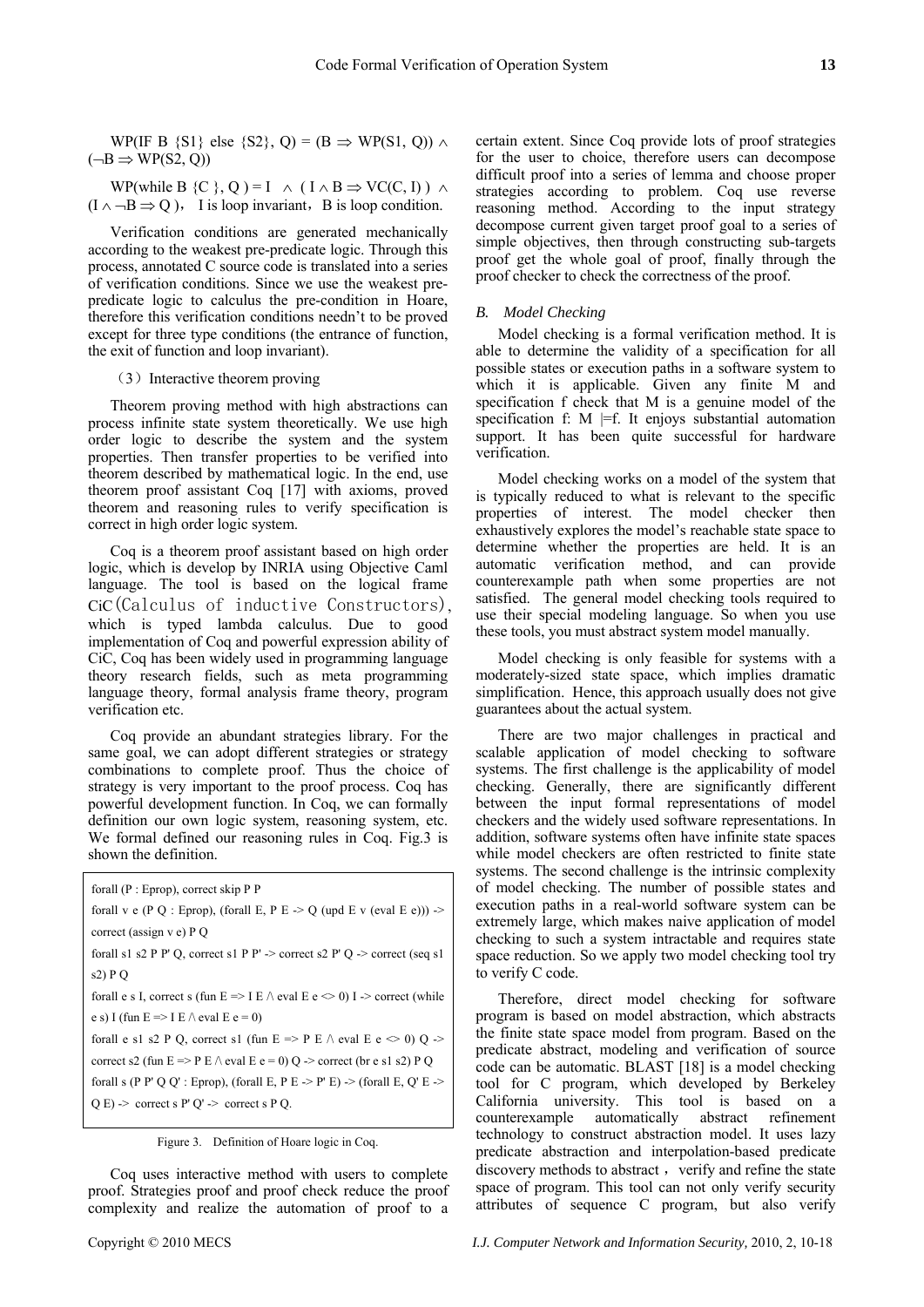WP(IF B {S1} else {S2}, Q) = $(B \Rightarrow WP(S1, Q)) \land (\neg B \Rightarrow WP(S2, Q))$

WP(while B {C }, Q ) = I $\land$ ( $I \land B \Rightarrow VC(C, I)$ ) $\land$ ($I \land \neg B \Rightarrow Q$ )， I is loop invariant，B is loop condition.

Verification conditions are generated mechanically according to the weakest pre-predicate logic. Through this process, annotated C source code is translated into a series of verification conditions. Since we use the weakest pre-predicate logic to calculus the pre-condition in Hoare, therefore this verification conditions needn't to be proved except for three type conditions (the entrance of function, the exit of function and loop invariant).

（3）Interactive theorem proving

Theorem proving method with high abstractions can process infinite state system theoretically. We use high order logic to describe the system and the system properties. Then transfer properties to be verified into theorem described by mathematical logic. In the end, use theorem proof assistant Coq [17] with axioms, proved theorem and reasoning rules to verify specification is correct in high order logic system.

Coq is a theorem proof assistant based on high order logic, which is develop by INRIA using Objective Caml language. The tool is based on the logical frame CiC(Calculus of inductive Constructors), which is typed lambda calculus. Due to good implementation of Coq and powerful expression ability of CiC, Coq has been widely used in programming language theory research fields, such as meta programming language theory, formal analysis frame theory, program verification etc.

Coq provide an abundant strategies library. For the same goal, we can adopt different strategies or strategy combinations to complete proof. Thus the choice of strategy is very important to the proof process. Coq has powerful development function. In Coq, we can formally definition our own logic system, reasoning system, etc. We formal defined our reasoning rules in Coq. Fig.3 is shown the definition.

```
forall (P : Eprop), correct skip P P
forall v e (P Q : Eprop), (forall E, P E -> Q (upd E v (eval E e))) ->
correct (assign v e) P Q
forall s1 s2 P P' Q, correct s1 P P' -> correct s2 P' Q -> correct (seq s1
s2) P Q
forall e s I, correct s (fun E => I E /\ eval E e <> 0) I -> correct (while
e s) I (fun E => I E /\ eval E e = 0)
forall e s1 s2 P Q, correct s1 (fun E => P E /\ eval E e <> 0) Q ->
correct s2 (fun E => P E /\ eval E e = 0) Q -> correct (br e s1 s2) P Q
forall s (P P' Q Q' : Eprop), (forall E, P E -> P' E) -> (forall E, Q' E ->
Q E) -> correct s P' Q' -> correct s P Q.
```

Figure 3. Definition of Hoare logic in Coq.

Coq uses interactive method with users to complete proof. Strategies proof and proof check reduce the proof complexity and realize the automation of proof to a certain extent. Since Coq provide lots of proof strategies for the user to choice, therefore users can decompose difficult proof into a series of lemma and choose proper strategies according to problem. Coq use reverse reasoning method. According to the input strategy decompose current given target proof goal to a series of simple objectives, then through constructing sub-targets proof get the whole goal of proof, finally through the proof checker to check the correctness of the proof.

### *B. Model Checking*

Model checking is a formal verification method. It is able to determine the validity of a specification for all possible states or execution paths in a software system to which it is applicable. Given any finite M and specification f check that M is a genuine model of the specification f: M |=f. It enjoys substantial automation support. It has been quite successful for hardware verification.

Model checking works on a model of the system that is typically reduced to what is relevant to the specific properties of interest. The model checker then exhaustively explores the model's reachable state space to determine whether the properties are held. It is an automatic verification method, and can provide counterexample path when some properties are not satisfied. The general model checking tools required to use their special modeling language. So when you use these tools, you must abstract system model manually.

Model checking is only feasible for systems with a moderately-sized state space, which implies dramatic simplification. Hence, this approach usually does not give guarantees about the actual system.

There are two major challenges in practical and scalable application of model checking to software systems. The first challenge is the applicability of model checking. Generally, there are significantly different between the input formal representations of model checkers and the widely used software representations. In addition, software systems often have infinite state spaces while model checkers are often restricted to finite state systems. The second challenge is the intrinsic complexity of model checking. The number of possible states and execution paths in a real-world software system can be extremely large, which makes naive application of model checking to such a system intractable and requires state space reduction. So we apply two model checking tool try to verify C code.

Therefore, direct model checking for software program is based on model abstraction, which abstracts the finite state space model from program. Based on the predicate abstract, modeling and verification of source code can be automatic. BLAST [18] is a model checking tool for C program, which developed by Berkeley California university. This tool is based on a counterexample automatically abstract refinement technology to construct abstraction model. It uses lazy predicate abstraction and interpolation-based predicate discovery methods to abstract，verify and refine the state space of program. This tool can not only verify security attributes of sequence C program, but also verify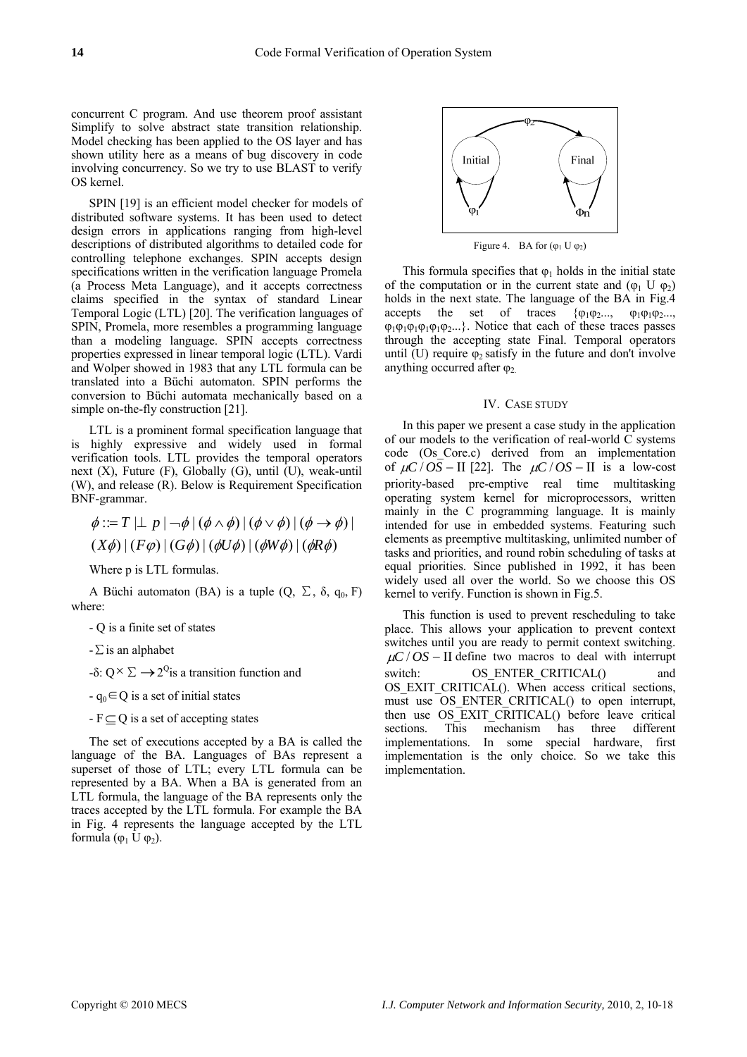concurrent C program. And use theorem proof assistant Simplify to solve abstract state transition relationship. Model checking has been applied to the OS layer and has shown utility here as a means of bug discovery in code involving concurrency. So we try to use BLAST to verify OS kernel.

SPIN [19] is an efficient model checker for models of distributed software systems. It has been used to detect design errors in applications ranging from high-level descriptions of distributed algorithms to detailed code for controlling telephone exchanges. SPIN accepts design specifications written in the verification language Promela (a Process Meta Language), and it accepts correctness claims specified in the syntax of standard Linear Temporal Logic (LTL) [20]. The verification languages of SPIN, Promela, more resembles a programming language than a modeling language. SPIN accepts correctness properties expressed in linear temporal logic (LTL). Vardi and Wolper showed in 1983 that any LTL formula can be translated into a Büchi automaton. SPIN performs the conversion to Büchi automata mechanically based on a simple on-the-fly construction [21].

LTL is a prominent formal specification language that is highly expressive and widely used in formal verification tools. LTL provides the temporal operators next (X), Future (F), Globally (G), until (U), weak-until (W), and release (R). Below is Requirement Specification BNF-grammar.

$$\phi ::= T \mid \perp\, p \mid \neg\phi \mid (\phi \wedge \phi) \mid (\phi \vee \phi) \mid (\phi \rightarrow \phi) \mid$$
$$(X\phi) \mid (F\varphi) \mid (G\phi) \mid (\phi U \phi) \mid (\phi W \phi) \mid (\phi R \phi)$$

Where p is LTL formulas.

A Büchi automaton (BA) is a tuple ($Q$, $\Sigma$, $\delta$, $q_0$, $F$) where:

- $Q$ is a finite set of states
- $\Sigma$ is an alphabet
- $\delta$: $Q \times \Sigma \rightarrow 2^Q$ is a transition function and
- $q_0 \in Q$ is a set of initial states
- $F \subseteq Q$ is a set of accepting states

The set of executions accepted by a BA is called the language of the BA. Languages of BAs represent a superset of those of LTL; every LTL formula can be represented by a BA. When a BA is generated from an LTL formula, the language of the BA represents only the traces accepted by the LTL formula. For example the BA in Fig. 4 represents the language accepted by the LTL formula ($\varphi_1$ U $\varphi_2$).

Figure 4. BA for ($\varphi_1$ U $\varphi_2$)

This formula specifies that $\varphi_1$ holds in the initial state of the computation or in the current state and ($\varphi_1$ U $\varphi_2$) holds in the next state. The language of the BA in Fig.4 accepts the set of traces {$\varphi_1\varphi_2$..., $\varphi_1\varphi_1\varphi_2$..., $\varphi_1\varphi_1\varphi_1\varphi_1\varphi_1\varphi_2$...}. Notice that each of these traces passes through the accepting state Final. Temporal operators until (U) require $\varphi_2$ satisfy in the future and don't involve anything occurred after $\varphi_2$.

## IV. CASE STUDY

In this paper we present a case study in the application of our models to the verification of real-world C systems code (Os_Core.c) derived from an implementation of $\mu C/OS-\text{II}$ [22]. The $\mu C/OS-\text{II}$ is a low-cost priority-based pre-emptive real time multitasking operating system kernel for microprocessors, written mainly in the C programming language. It is mainly intended for use in embedded systems. Featuring such elements as preemptive multitasking, unlimited number of tasks and priorities, and round robin scheduling of tasks at equal priorities. Since published in 1992, it has been widely used all over the world. So we choose this OS kernel to verify. Function is shown in Fig.5.

This function is used to prevent rescheduling to take place. This allows your application to prevent context switches until you are ready to permit context switching. $\mu C/OS-\text{II}$ define two macros to deal with interrupt switch: OS_ENTER_CRITICAL() and OS_EXIT_CRITICAL(). When access critical sections, must use OS_ENTER_CRITICAL() to open interrupt, then use OS_EXIT_CRITICAL() before leave critical sections. This mechanism has three different implementations. In some special hardware, first implementation is the only choice. So we take this implementation.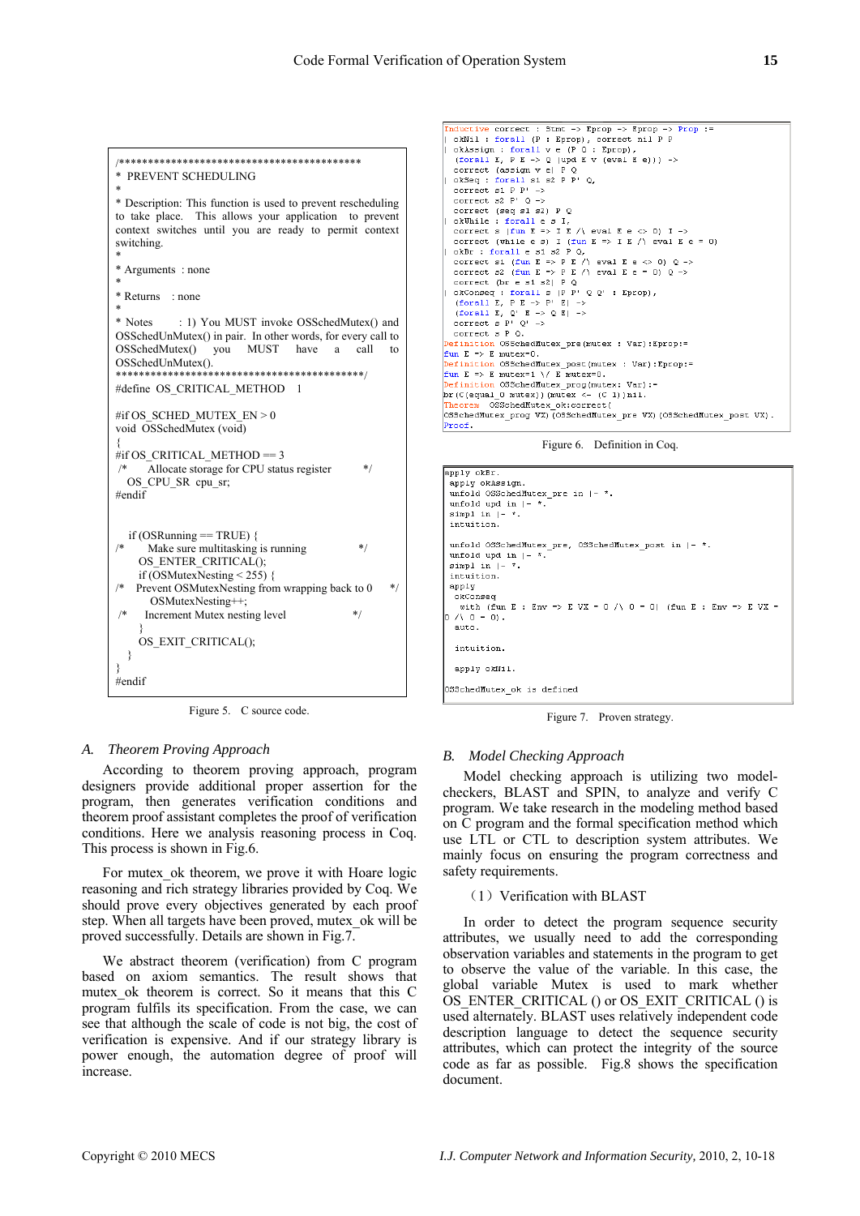```
/************************************************
* PREVENT SCHEDULING
*
* Description: This function is used to prevent rescheduling to take place.  This allows your application to prevent context switches until you are ready to permit context switching.
*
* Arguments  : none
*
* Returns   : none
*
* Notes    : 1) You MUST invoke OSSchedMutex() and OSSchedUnMutex() in pair.  In other words, for every call to OSSchedMutex()  you  MUST  have  a  call  to OSSchedUnMutex().
************************************************/
#define  OS_CRITICAL_METHOD    1

#if OS_SCHED_MUTEX_EN > 0
void  OSSchedMutex (void)
{
#if OS_CRITICAL_METHOD == 3
 /*      Allocate storage for CPU status register          */
    OS_CPU_SR  cpu_sr;
#endif


    if (OSRunning == TRUE) {
/*          Make sure multitasking is running                 */
        OS_ENTER_CRITICAL();
        if (OSMutexNesting < 255) {
/*     Prevent OSMutexNesting from wrapping back to 0      */
            OSMutexNesting++;
 /*       Increment Mutex nesting level                    */
        }
        OS_EXIT_CRITICAL();
    }
}
#endif
```

Figure 5.   C source code.

```
Inductive correct : Stmt -> Eprop -> Eprop -> Prop :=
| okNil : forall (P : Eprop), correct nil P P
| okAssign : forall v e (P Q : Eprop),
   (forall E, P E -> Q (upd E v (eval E e))) ->
   correct (assign v e) P Q
| okSeq : forall s1 s2 P P' Q,
   correct s1 P P' ->
   correct s2 P' Q ->
   correct (seq s1 s2) P Q
| okWhile : forall c s I,
   correct s (fun E => I E /\ eval E e <> 0) I ->
   correct (while e s) I (fun E => I E /\ eval E e = 0)
| okBr : forall e s1 s2 P Q,
   correct s1 (fun E => P E /\ eval E e <> 0) Q ->
   correct s2 (fun E => P E /\ eval E e = 0) Q ->
   correct (br e s1 s2) P Q
| okConseq : forall s (P P' Q Q' : Eprop),
   (forall E, P E -> P' E) ->
   (forall E, Q' E -> Q E) ->
   correct s P' Q' ->
   correct s P Q.
Definition OSSchedMutex_pre(mutex : Var):Eprop:=
fun E => E mutex=0.
Definition OSSchedMutex_post(mutex : Var):Eprop:=
fun E => E mutex=1 \/ E mutex=0.
Definition OSSchedMutex_prog(mutex: Var):=
br(C(equal_0 mutex)) (mutex <- (C 1))nil.
Theorem  OSSchedMutex_ok:correct(
OSSchedMutex_prog VX)(OSSchedMutex_pre VX)(OSSchedMutex_post VX).
Proof.
```

Figure 6.   Definition in Coq.

```
apply okBr.
 apply okAssign.
 unfold OSSchedMutex_pre in |- *.
 unfold upd in |- *.
 simpl in |- *.
 intuition.

 unfold OSSchedMutex_pre, OSSchedMutex_post in |- *.
 unfold upd in |- *.
 simpl in |- *.
 intuition.
 apply
  okConseq
   with (fun E : Env => E VX = 0 /\ 0 = 0) (fun E : Env => E VX =
0 /\ 0 = 0).
  auto.

  intuition.

  apply okNil.

OSSchedMutex_ok is defined
```

Figure 7.   Proven strategy.

## *A. Theorem Proving Approach*

According to theorem proving approach, program designers provide additional proper assertion for the program, then generates verification conditions and theorem proof assistant completes the proof of verification conditions. Here we analysis reasoning process in Coq. This process is shown in Fig.6.

For mutex_ok theorem, we prove it with Hoare logic reasoning and rich strategy libraries provided by Coq. We should prove every objectives generated by each proof step. When all targets have been proved, mutex_ok will be proved successfully. Details are shown in Fig.7.

We abstract theorem (verification) from C program based on axiom semantics. The result shows that mutex_ok theorem is correct. So it means that this C program fulfils its specification. From the case, we can see that although the scale of code is not big, the cost of verification is expensive. And if our strategy library is power enough, the automation degree of proof will increase.

## *B. Model Checking Approach*

Model checking approach is utilizing two model-checkers, BLAST and SPIN, to analyze and verify C program. We take research in the modeling method based on C program and the formal specification method which use LTL or CTL to description system attributes. We mainly focus on ensuring the program correctness and safety requirements.

（1）Verification with BLAST

In order to detect the program sequence security attributes, we usually need to add the corresponding observation variables and statements in the program to get to observe the value of the variable. In this case, the global variable Mutex is used to mark whether OS_ENTER_CRITICAL () or OS_EXIT_CRITICAL () is used alternately. BLAST uses relatively independent code description language to detect the sequence security attributes, which can protect the integrity of the source code as far as possible.  Fig.8 shows the specification document.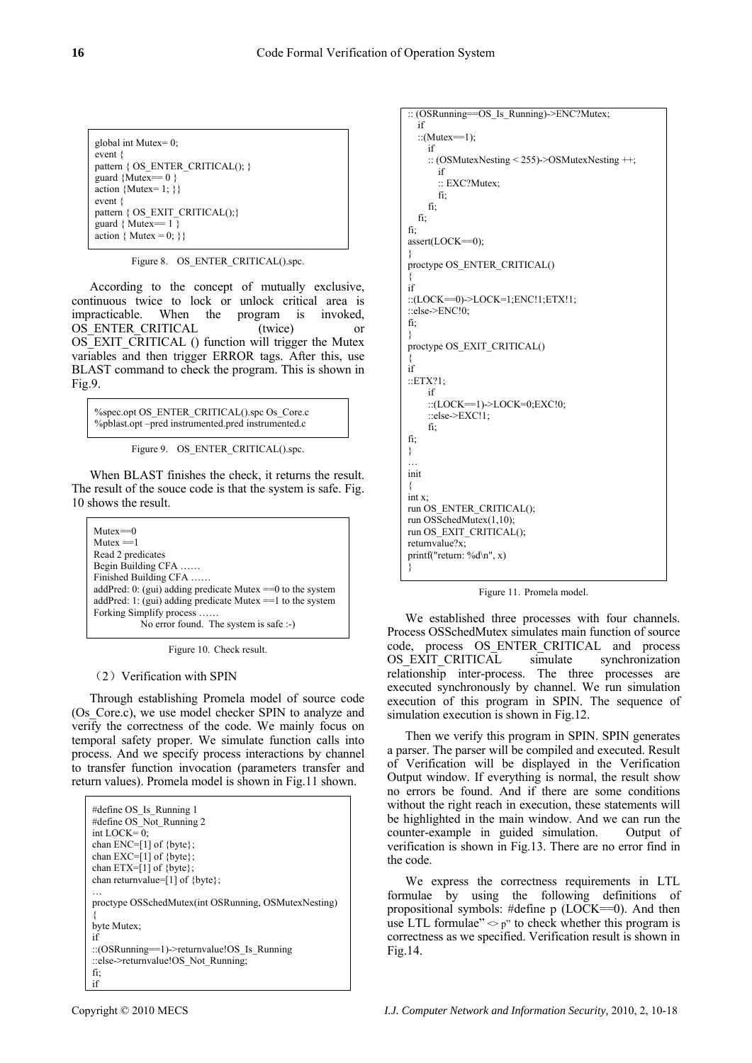```
global int Mutex= 0;
event {
pattern { OS_ENTER_CRITICAL(); }
guard {Mutex== 0 }
action {Mutex= 1; }}
event {
pattern { OS_EXIT_CRITICAL();}
guard { Mutex== 1 }
action { Mutex = 0; }}
```

Figure 8. OS_ENTER_CRITICAL().spc.

According to the concept of mutually exclusive, continuous twice to lock or unlock critical area is impracticable. When the program is invoked, OS_ENTER_CRITICAL (twice) or OS_EXIT_CRITICAL () function will trigger the Mutex variables and then trigger ERROR tags. After this, use BLAST command to check the program. This is shown in Fig.9.

```
%spec.opt OS_ENTER_CRITICAL().spc Os_Core.c
%pblast.opt –pred instrumented.pred instrumented.c
```

Figure 9. OS_ENTER_CRITICAL().spc.

When BLAST finishes the check, it returns the result. The result of the souce code is that the system is safe. Fig. 10 shows the result.

```
Mutex==0
Mutex ==1
Read 2 predicates
Begin Building CFA ……
Finished Building CFA ……
addPred: 0: (gui) adding predicate Mutex ==0 to the system
addPred: 1: (gui) adding predicate Mutex ==1 to the system
Forking Simplify process ……
        No error found.  The system is safe :-)
```

Figure 10. Check result.

（2）Verification with SPIN

Through establishing Promela model of source code (Os_Core.c), we use model checker SPIN to analyze and verify the correctness of the code. We mainly focus on temporal safety proper. We simulate function calls into process. And we specify process interactions by channel to transfer function invocation (parameters transfer and return values). Promela model is shown in Fig.11 shown.

```
#define OS_Is_Running 1
#define OS_Not_Running 2
int LOCK= 0;
chan ENC=[1] of {byte};
chan EXC=[1] of {byte};
chan ETX=[1] of {byte};
chan returnvalue=[1] of {byte};
…
proctype OSSchedMutex(int OSRunning, OSMutexNesting)
{
byte Mutex;
if
::(OSRunning==1)->returnvalue!OS_Is_Running
::else->returnvalue!OS_Not_Running;
fi;
if
:: (OSRunning==OS_Is_Running)->ENC?Mutex;
   if
   ::(Mutex==1);
      if
      :: (OSMutexNesting < 255)->OSMutexNesting ++;
         if
         :: EXC?Mutex;
         fi;
      fi;
   fi;
fi;
assert(LOCK==0);
}
proctype OS_ENTER_CRITICAL()
{
if
::(LOCK==0)->LOCK=1;ENC!1;ETX!1;
::else->ENC!0;
fi;
}
proctype OS_EXIT_CRITICAL()
{
if
::ETX?1;
      if
      ::(LOCK==1)->LOCK=0;EXC!0;
      ::else->EXC!1;
      fi;
fi;
}
…
init
{
int x;
run OS_ENTER_CRITICAL();
run OSSchedMutex(1,10);
run OS_EXIT_CRITICAL();
returnvalue?x;
printf("return: %d\n", x)
}
```

Figure 11. Promela model.

We established three processes with four channels. Process OSSchedMutex simulates main function of source code, process OS_ENTER_CRITICAL and process OS_EXIT_CRITICAL simulate synchronization relationship inter-process. The three processes are executed synchronously by channel. We run simulation execution of this program in SPIN. The sequence of simulation execution is shown in Fig.12.

Then we verify this program in SPIN. SPIN generates a parser. The parser will be compiled and executed. Result of Verification will be displayed in the Verification Output window. If everything is normal, the result show no errors be found. And if there are some conditions without the right reach in execution, these statements will be highlighted in the main window. And we can run the counter-example in guided simulation. Output of verification is shown in Fig.13. There are no error find in the code.

We express the correctness requirements in LTL formulae by using the following definitions of propositional symbols: #define p (LOCK==0). And then use LTL formulae" <> p" to check whether this program is correctness as we specified. Verification result is shown in Fig.14.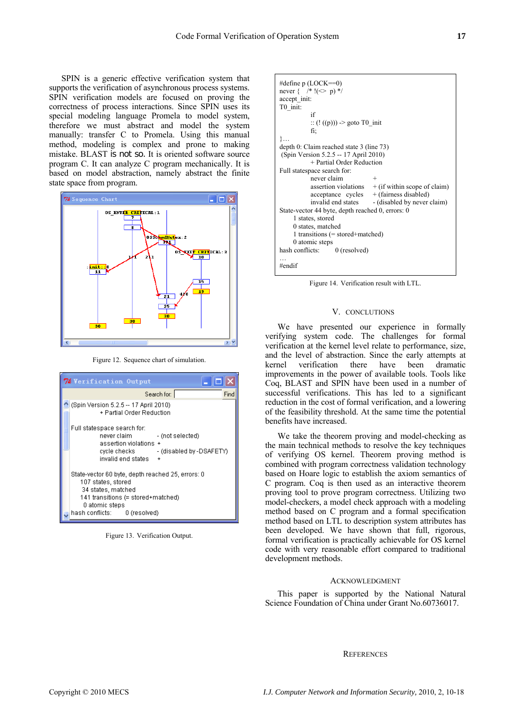SPIN is a generic effective verification system that supports the verification of asynchronous process systems. SPIN verification models are focused on proving the correctness of process interactions. Since SPIN uses its special modeling language Promela to model system, therefore we must abstract and model the system manually: transfer C to Promela. Using this manual method, modeling is complex and prone to making mistake. BLAST is not so. It is oriented software source program C. It can analyze C program mechanically. It is based on model abstraction, namely abstract the finite state space from program.

Figure 12. Sequence chart of simulation.

```
(Spin Version 5.2.5 -- 17 April 2010)
        + Partial Order Reduction

Full statespace search for:
        never claim             - (not selected)
        assertion violations    +
        cycle checks            - (disabled by -DSAFETY)
        invalid end states      +

State-vector 60 byte, depth reached 25, errors: 0
    107 states, stored
     34 states, matched
    141 transitions (= stored+matched)
      0 atomic steps
hash conflicts:        0 (resolved)
```

Figure 13. Verification Output.

```
#define p (LOCK==0)
never {    /* !(<> p) */
accept_init:
T0_init:
        if
        :: (! ((p))) -> goto T0_init
        fi;
}…
depth 0: Claim reached state 3 (line 73)
 (Spin Version 5.2.5 -- 17 April 2010)
        + Partial Order Reduction
Full statespace search for:
        never claim             +
        assertion violations    + (if within scope of claim)
        acceptance  cycles      + (fairness disabled)
        invalid end states      - (disabled by never claim)
State-vector 44 byte, depth reached 0, errors: 0
     1 states, stored
     0 states, matched
     1 transitions (= stored+matched)
     0 atomic steps
hash conflicts:        0 (resolved)
…
#endif
```

Figure 14. Verification result with LTL.

## V. CONCLUTIONS

We have presented our experience in formally verifying system code. The challenges for formal verification at the kernel level relate to performance, size, and the level of abstraction. Since the early attempts at kernel verification there have been dramatic improvements in the power of available tools. Tools like Coq, BLAST and SPIN have been used in a number of successful verifications. This has led to a significant reduction in the cost of formal verification, and a lowering of the feasibility threshold. At the same time the potential benefits have increased.

We take the theorem proving and model-checking as the main technical methods to resolve the key techniques of verifying OS kernel. Theorem proving method is combined with program correctness validation technology based on Hoare logic to establish the axiom semantics of C program. Coq is then used as an interactive theorem proving tool to prove program correctness. Utilizing two model-checkers, a model check approach with a modeling method based on C program and a formal specification method based on LTL to description system attributes has been developed. We have shown that full, rigorous, formal verification is practically achievable for OS kernel code with very reasonable effort compared to traditional development methods.

## ACKNOWLEDGMENT

This paper is supported by the National Natural Science Foundation of China under Grant No.60736017.

## REFERENCES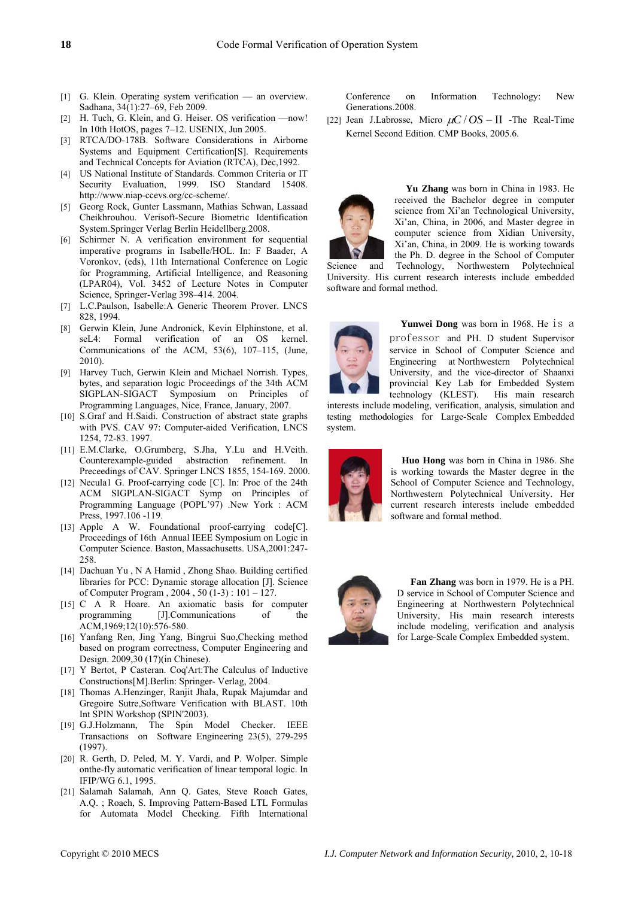[1] G. Klein. Operating system verification — an overview. Sadhana, 34(1):27–69, Feb 2009.

[2] H. Tuch, G. Klein, and G. Heiser. OS verification —now! In 10th HotOS, pages 7–12. USENIX, Jun 2005.

[3] RTCA/DO-178B. Software Considerations in Airborne Systems and Equipment Certification[S]. Requirements and Technical Concepts for Aviation (RTCA), Dec,1992.

[4] US National Institute of Standards. Common Criteria or IT Security Evaluation, 1999. ISO Standard 15408. http://www.niap-ccevs.org/cc-scheme/.

[5] Georg Rock, Gunter Lassmann, Mathias Schwan, Lassaad Cheikhrouhou. Verisoft-Secure Biometric Identification System.Springer Verlag Berlin Heidellberg.2008.

[6] Schirmer N. A verification environment for sequential imperative programs in Isabelle/HOL. In: F Baader, A Voronkov, (eds), 11th International Conference on Logic for Programming, Artificial Intelligence, and Reasoning (LPAR04), Vol. 3452 of Lecture Notes in Computer Science, Springer-Verlag 398–414. 2004.

[7] L.C.Paulson, Isabelle:A Generic Theorem Prover. LNCS 828, 1994.

[8] Gerwin Klein, June Andronick, Kevin Elphinstone, et al. seL4: Formal verification of an OS kernel. Communications of the ACM, 53(6), 107–115, (June, 2010).

[9] Harvey Tuch, Gerwin Klein and Michael Norrish. Types, bytes, and separation logic Proceedings of the 34th ACM SIGPLAN-SIGACT Symposium on Principles of Programming Languages, Nice, France, January, 2007.

[10] S.Graf and H.Saidi. Construction of abstract state graphs with PVS. CAV 97: Computer-aided Verification, LNCS 1254, 72-83. 1997.

[11] E.M.Clarke, O.Grumberg, S.Jha, Y.Lu and H.Veith. Counterexample-guided abstraction refinement. In Preceedings of CAV. Springer LNCS 1855, 154-169. 2000.

[12] Necula1 G. Proof-carrying code [C]. In: Proc of the 24th ACM SIGPLAN-SIGACT Symp on Principles of Programming Language (POPL'97) .New York : ACM Press, 1997.106 -119.

[13] Apple A W. Foundational proof-carrying code[C]. Proceedings of 16th Annual IEEE Symposium on Logic in Computer Science. Baston, Massachusetts. USA,2001:247-258.

[14] Dachuan Yu , N A Hamid , Zhong Shao. Building certified libraries for PCC: Dynamic storage allocation [J]. Science of Computer Program , 2004 , 50 (1-3) : 101 – 127.

[15] C A R Hoare. An axiomatic basis for computer programming [J].Communications of the ACM,1969;12(10):576-580.

[16] Yanfang Ren, Jing Yang, Bingrui Suo,Checking method based on program correctness, Computer Engineering and Design. 2009,30 (17)(in Chinese).

[17] Y Bertot, P Casteran. Coq'Art:The Calculus of Inductive Constructions[M].Berlin: Springer- Verlag, 2004.

[18] Thomas A.Henzinger, Ranjit Jhala, Rupak Majumdar and Gregoire Sutre,Software Verification with BLAST. 10th Int SPIN Workshop (SPIN'2003).

[19] G.J.Holzmann, The Spin Model Checker. IEEE Transactions on Software Engineering 23(5), 279-295 (1997).

[20] R. Gerth, D. Peled, M. Y. Vardi, and P. Wolper. Simple onthe-fly automatic verification of linear temporal logic. In IFIP/WG 6.1, 1995.

[21] Salamah Salamah, Ann Q. Gates, Steve Roach Gates, A.Q. ; Roach, S. Improving Pattern-Based LTL Formulas for Automata Model Checking. Fifth International Conference on Information Technology: New Generations.2008.

[22] Jean J.Labrosse, Micro $\mu C/OS-\text{II}$ -The Real-Time Kernel Second Edition. CMP Books, 2005.6.

**Yu Zhang** was born in China in 1983. He received the Bachelor degree in computer science from Xi'an Technological University, Xi'an, China, in 2006, and Master degree in computer science from Xidian University, Xi'an, China, in 2009. He is working towards the Ph. D. degree in the School of Computer Science and Technology, Northwestern Polytechnical University. His current research interests include embedded software and formal method.

**Yunwei Dong** was born in 1968. He is a professor and PH. D student Supervisor service in School of Computer Science and Engineering at Northwestern Polytechnical University, and the vice-director of Shaanxi provincial Key Lab for Embedded System technology (KLEST). His main research interests include modeling, verification, analysis, simulation and testing methodologies for Large-Scale Complex Embedded system.

**Huo Hong** was born in China in 1986. She is working towards the Master degree in the School of Computer Science and Technology, Northwestern Polytechnical University. Her current research interests include embedded software and formal method.

**Fan Zhang** was born in 1979. He is a PH. D service in School of Computer Science and Engineering at Northwestern Polytechnical University, His main research interests include modeling, verification and analysis for Large-Scale Complex Embedded system.